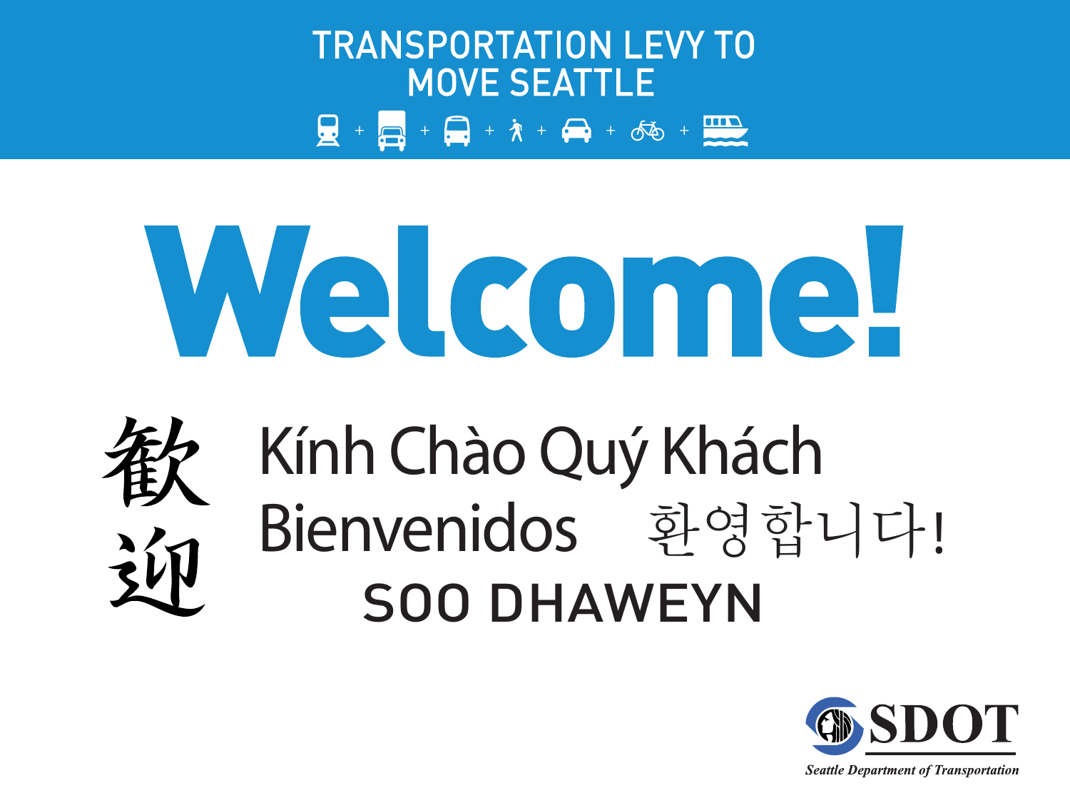TRANSPORTATION LEVY TO MOVE SEATTLE

# Welcome!

歡迎

Kính Chào Quý Khách

Bienvenidos 환영합니다!

SOO DHAWEYN

SDOT

*Seattle Department of Transportation*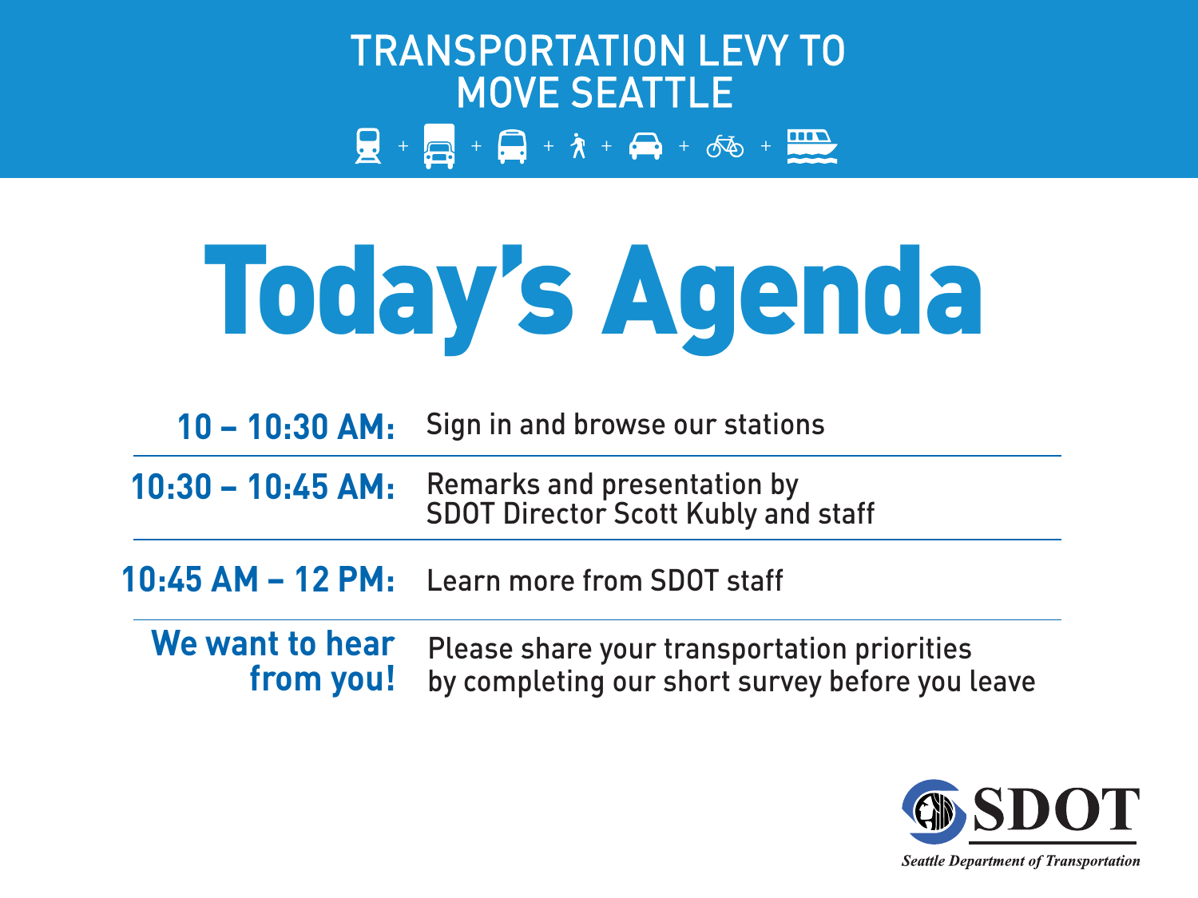TRANSPORTATION LEVY TO MOVE SEATTLE

# Today's Agenda

| | |
|---|---|
| **10 – 10:30 AM:** | Sign in and browse our stations |
| **10:30 – 10:45 AM:** | Remarks and presentation by SDOT Director Scott Kubly and staff |
| **10:45 AM – 12 PM:** | Learn more from SDOT staff |
| **We want to hear from you!** | Please share your transportation priorities by completing our short survey before you leave |

SDOT

*Seattle Department of Transportation*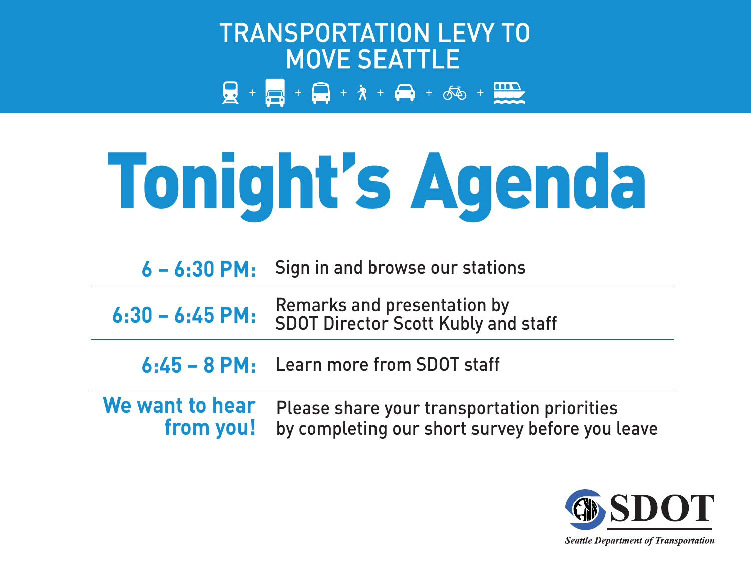TRANSPORTATION LEVY TO MOVE SEATTLE

# Tonight's Agenda

| | |
|---|---|
| **6 – 6:30 PM:** | Sign in and browse our stations |
| **6:30 – 6:45 PM:** | Remarks and presentation by SDOT Director Scott Kubly and staff |
| **6:45 – 8 PM:** | Learn more from SDOT staff |
| **We want to hear from you!** | Please share your transportation priorities by completing our short survey before you leave |

SDOT

*Seattle Department of Transportation*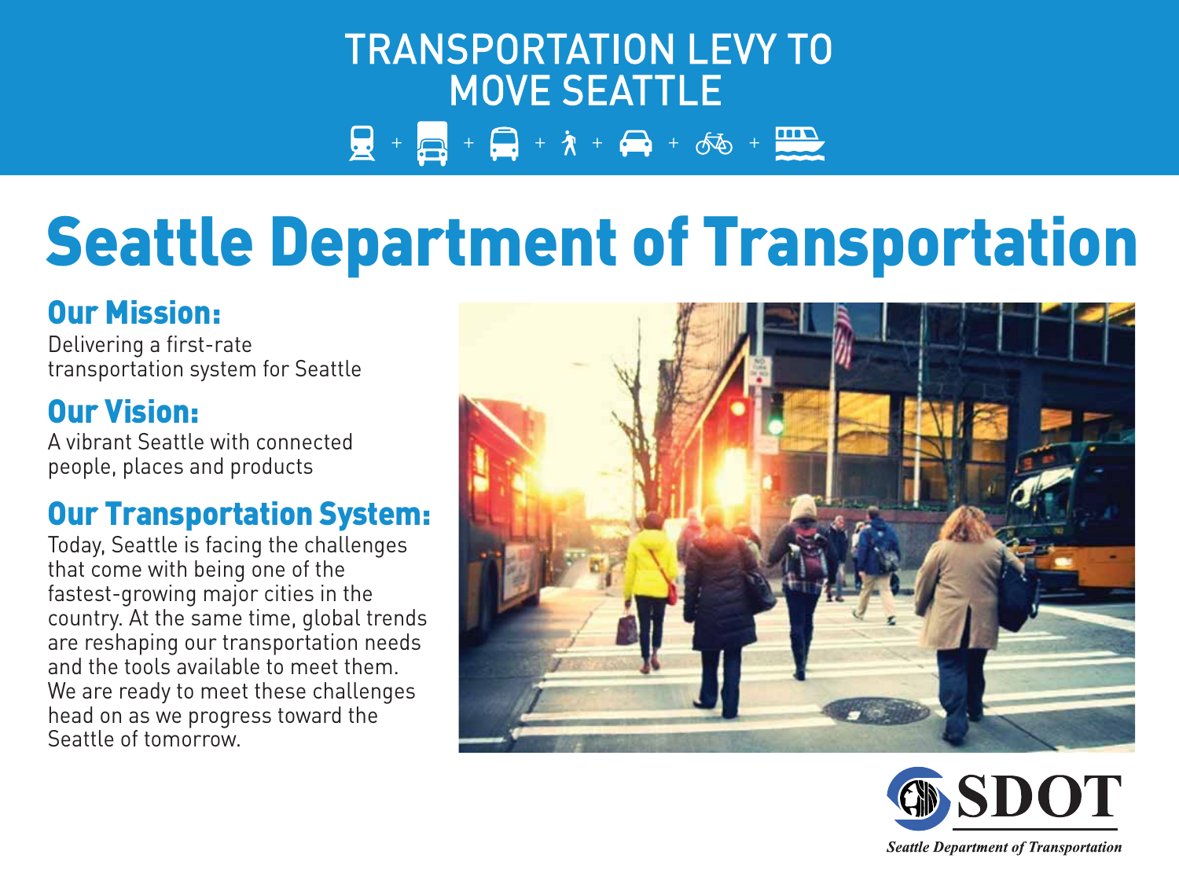# TRANSPORTATION LEVY TO MOVE SEATTLE

# Seattle Department of Transportation

## Our Mission:

Delivering a first-rate transportation system for Seattle

## Our Vision:

A vibrant Seattle with connected people, places and products

## Our Transportation System:

Today, Seattle is facing the challenges that come with being one of the fastest-growing major cities in the country. At the same time, global trends are reshaping our transportation needs and the tools available to meet them. We are ready to meet these challenges head on as we progress toward the Seattle of tomorrow.

SDOT

*Seattle Department of Transportation*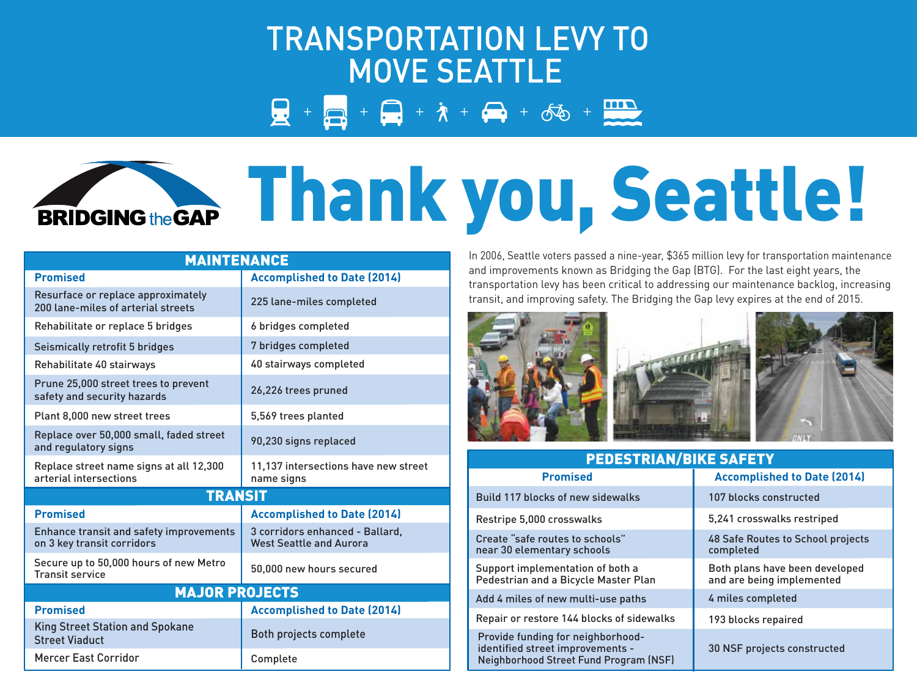# TRANSPORTATION LEVY TO MOVE SEATTLE

BRIDGING the GAP

# Thank you, Seattle!

In 2006, Seattle voters passed a nine-year, $365 million levy for transportation maintenance and improvements known as Bridging the Gap (BTG). For the last eight years, the transportation levy has been critical to addressing our maintenance backlog, increasing transit, and improving safety. The Bridging the Gap levy expires at the end of 2015.

## MAINTENANCE

| Promised | Accomplished to Date (2014) |
|---|---|
| Resurface or replace approximately 200 lane-miles of arterial streets | 225 lane-miles completed |
| Rehabilitate or replace 5 bridges | 6 bridges completed |
| Seismically retrofit 5 bridges | 7 bridges completed |
| Rehabilitate 40 stairways | 40 stairways completed |
| Prune 25,000 street trees to prevent safety and security hazards | 26,226 trees pruned |
| Plant 8,000 new street trees | 5,569 trees planted |
| Replace over 50,000 small, faded street and regulatory signs | 90,230 signs replaced |
| Replace street name signs at all 12,300 arterial intersections | 11,137 intersections have new street name signs |

## TRANSIT

| Promised | Accomplished to Date (2014) |
|---|---|
| Enhance transit and safety improvements on 3 key transit corridors | 3 corridors enhanced - Ballard, West Seattle and Aurora |
| Secure up to 50,000 hours of new Metro Transit service | 50,000 new hours secured |

## MAJOR PROJECTS

| Promised | Accomplished to Date (2014) |
|---|---|
| King Street Station and Spokane Street Viaduct | Both projects complete |
| Mercer East Corridor | Complete |

## PEDESTRIAN/BIKE SAFETY

| Promised | Accomplished to Date (2014) |
|---|---|
| Build 117 blocks of new sidewalks | 107 blocks constructed |
| Restripe 5,000 crosswalks | 5,241 crosswalks restriped |
| Create "safe routes to schools" near 30 elementary schools | 48 Safe Routes to School projects completed |
| Support implementation of both a Pedestrian and a Bicycle Master Plan | Both plans have been developed and are being implemented |
| Add 4 miles of new multi-use paths | 4 miles completed |
| Repair or restore 144 blocks of sidewalks | 193 blocks repaired |
| Provide funding for neighborhood-identified street improvements - Neighborhood Street Fund Program (NSF) | 30 NSF projects constructed |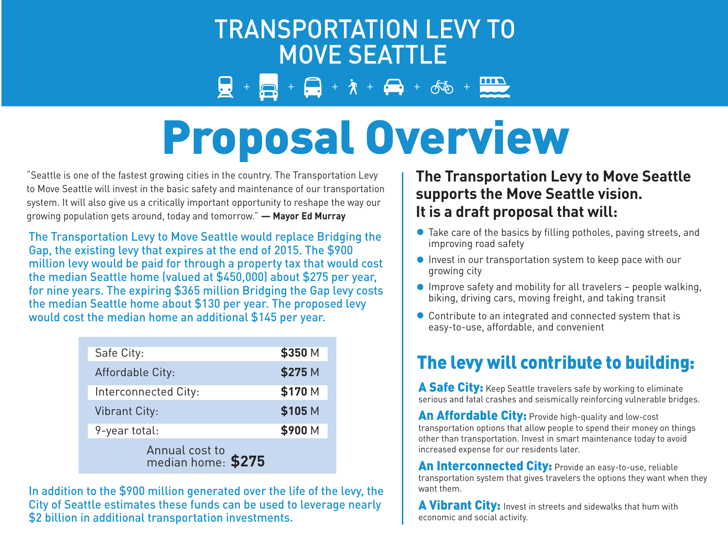# TRANSPORTATION LEVY TO MOVE SEATTLE

# Proposal Overview

"Seattle is one of the fastest growing cities in the country. The Transportation Levy to Move Seattle will invest in the basic safety and maintenance of our transportation system. It will also give us a critically important opportunity to reshape the way our growing population gets around, today and tomorrow." **— Mayor Ed Murray**

The Transportation Levy to Move Seattle would replace Bridging the Gap, the existing levy that expires at the end of 2015. The $900 million levy would be paid for through a property tax that would cost the median Seattle home (valued at $450,000) about $275 per year, for nine years. The expiring $365 million Bridging the Gap levy costs the median Seattle home about $130 per year. The proposed levy would cost the median home an additional $145 per year.

| | |
|---|---|
| Safe City: | **$350** M |
| Affordable City: | **$275** M |
| Interconnected City: | **$170** M |
| Vibrant City: | **$105** M |
| 9-year total: | **$900** M |
| Annual cost to median home: **$275** | |

In addition to the $900 million generated over the life of the levy, the City of Seattle estimates these funds can be used to leverage nearly $2 billion in additional transportation investments.

### The Transportation Levy to Move Seattle supports the Move Seattle vision. It is a draft proposal that will:

- Take care of the basics by filling potholes, paving streets, and improving road safety
- Invest in our transportation system to keep pace with our growing city
- Improve safety and mobility for all travelers – people walking, biking, driving cars, moving freight, and taking transit
- Contribute to an integrated and connected system that is easy-to-use, affordable, and convenient

## The levy will contribute to building:

**A Safe City:** Keep Seattle travelers safe by working to eliminate serious and fatal crashes and seismically reinforcing vulnerable bridges.

**An Affordable City:** Provide high-quality and low-cost transportation options that allow people to spend their money on things other than transportation. Invest in smart maintenance today to avoid increased expense for our residents later.

**An Interconnected City:** Provide an easy-to-use, reliable transportation system that gives travelers the options they want when they want them.

**A Vibrant City:** Invest in streets and sidewalks that hum with economic and social activity.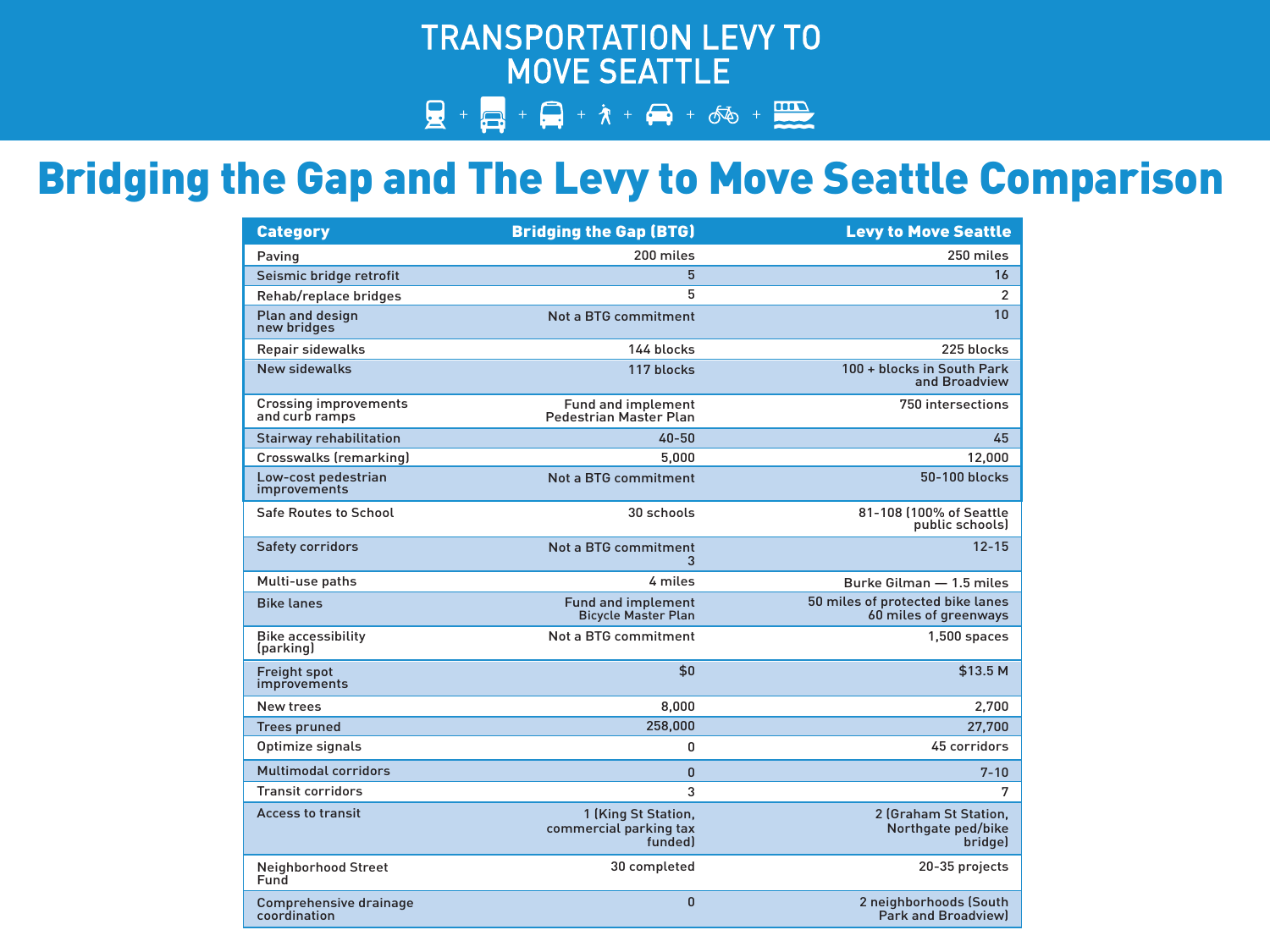# TRANSPORTATION LEVY TO MOVE SEATTLE

## Bridging the Gap and The Levy to Move Seattle Comparison

| Category | Bridging the Gap (BTG) | Levy to Move Seattle |
|---|---|---|
| Paving | 200 miles | 250 miles |
| Seismic bridge retrofit | 5 | 16 |
| Rehab/replace bridges | 5 | 2 |
| Plan and design new bridges | Not a BTG commitment | 10 |
| Repair sidewalks | 144 blocks | 225 blocks |
| New sidewalks | 117 blocks | 100 + blocks in South Park and Broadview |
| Crossing improvements and curb ramps | Fund and implement Pedestrian Master Plan | 750 intersections |
| Stairway rehabilitation | 40-50 | 45 |
| Crosswalks (remarking) | 5,000 | 12,000 |
| Low-cost pedestrian improvements | Not a BTG commitment | 50-100 blocks |
| Safe Routes to School | 30 schools | 81-108 (100% of Seattle public schools) |
| Safety corridors | Not a BTG commitment 3 | 12-15 |
| Multi-use paths | 4 miles | Burke Gilman — 1.5 miles |
| Bike lanes | Fund and implement Bicycle Master Plan | 50 miles of protected bike lanes 60 miles of greenways |
| Bike accessibility (parking) | Not a BTG commitment | 1,500 spaces |
| Freight spot improvements | $0 | $13.5 M |
| New trees | 8,000 | 2,700 |
| Trees pruned | 258,000 | 27,700 |
| Optimize signals | 0 | 45 corridors |
| Multimodal corridors | 0 | 7-10 |
| Transit corridors | 3 | 7 |
| Access to transit | 1 (King St Station, commercial parking tax funded) | 2 (Graham St Station, Northgate ped/bike bridge) |
| Neighborhood Street Fund | 30 completed | 20-35 projects |
| Comprehensive drainage coordination | 0 | 2 neighborhoods (South Park and Broadview) |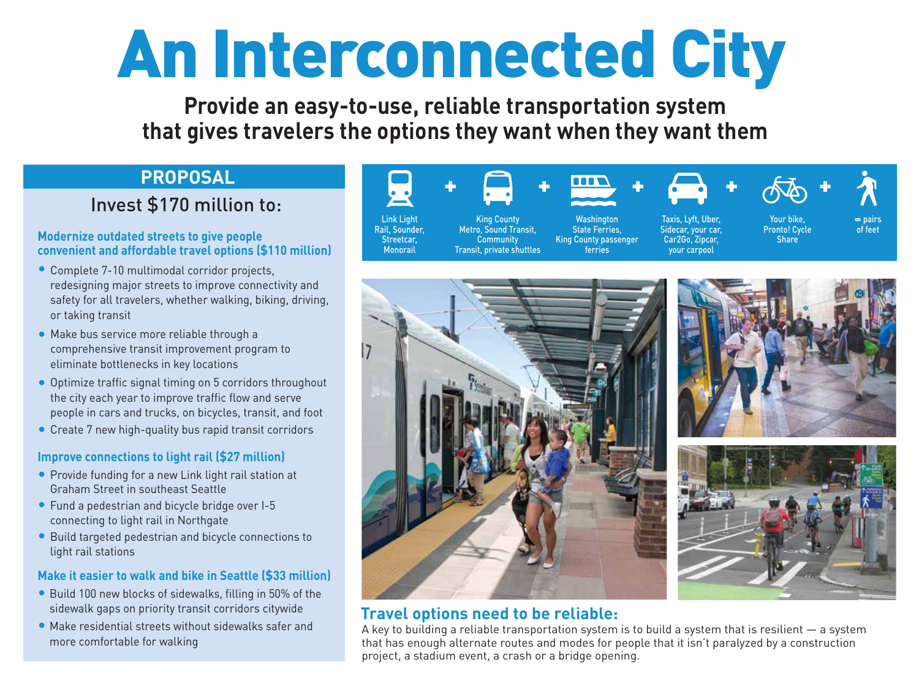# An Interconnected City

**Provide an easy-to-use, reliable transportation system that gives travelers the options they want when they want them**

## PROPOSAL

### Invest $170 million to:

**Modernize outdated streets to give people convenient and affordable travel options ($110 million)**

- Complete 7-10 multimodal corridor projects, redesigning major streets to improve connectivity and safety for all travelers, whether walking, biking, driving, or taking transit
- Make bus service more reliable through a comprehensive transit improvement program to eliminate bottlenecks in key locations
- Optimize traffic signal timing on 5 corridors throughout the city each year to improve traffic flow and serve people in cars and trucks, on bicycles, transit, and foot
- Create 7 new high-quality bus rapid transit corridors

**Improve connections to light rail ($27 million)**

- Provide funding for a new Link light rail station at Graham Street in southeast Seattle
- Fund a pedestrian and bicycle bridge over I-5 connecting to light rail in Northgate
- Build targeted pedestrian and bicycle connections to light rail stations

**Make it easier to walk and bike in Seattle ($33 million)**

- Build 100 new blocks of sidewalks, filling in 50% of the sidewalk gaps on priority transit corridors citywide
- Make residential streets without sidewalks safer and more comfortable for walking

Link Light Rail, Sounder, Streetcar, Monorail + King County Metro, Sound Transit, Community Transit, private shuttles + Washington State Ferries, King County passenger ferries + Taxis, Lyft, Uber, Sidecar, your car, Car2Go, Zipcar, your carpool + Your bike, Pronto! Cycle Share + ∞ pairs of feet

**Travel options need to be reliable:**

A key to building a reliable transportation system is to build a system that is resilient — a system that has enough alternate routes and modes for people that it isn't paralyzed by a construction project, a stadium event, a crash or a bridge opening.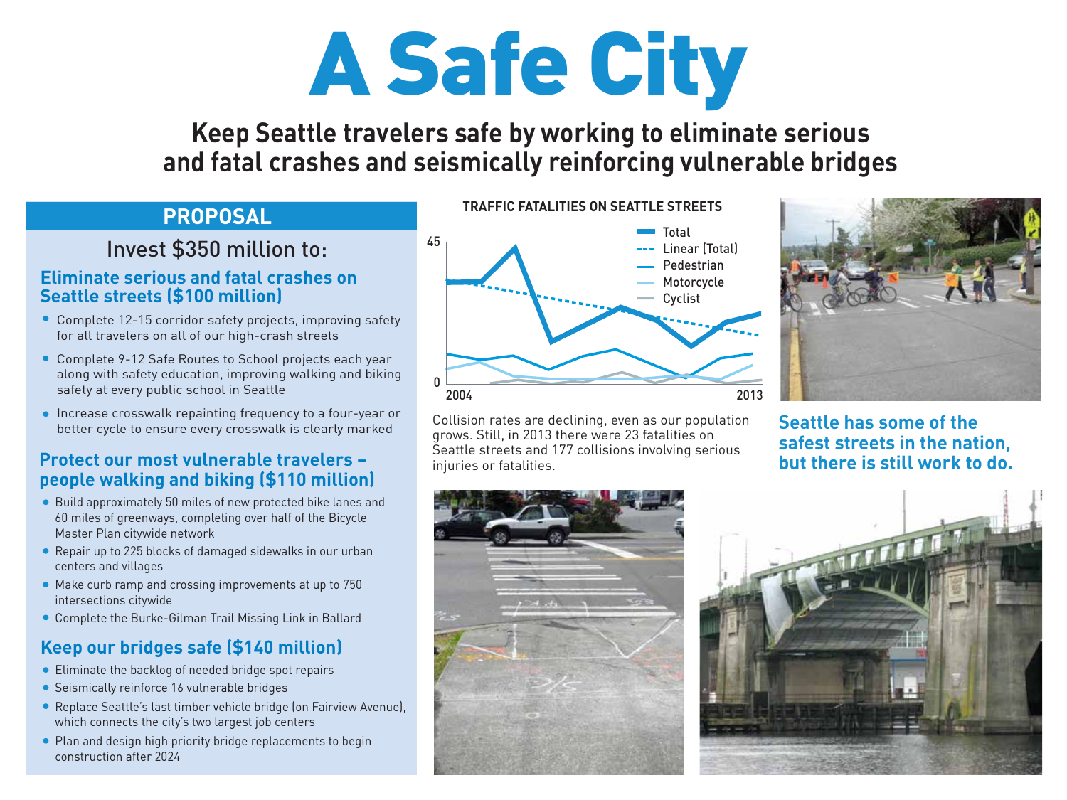# A Safe City

## Keep Seattle travelers safe by working to eliminate serious and fatal crashes and seismically reinforcing vulnerable bridges

## PROPOSAL

### Invest $350 million to:

### Eliminate serious and fatal crashes on Seattle streets ($100 million)

- Complete 12-15 corridor safety projects, improving safety for all travelers on all of our high-crash streets
- Complete 9-12 Safe Routes to School projects each year along with safety education, improving walking and biking safety at every public school in Seattle
- Increase crosswalk repainting frequency to a four-year or better cycle to ensure every crosswalk is clearly marked

### Protect our most vulnerable travelers – people walking and biking ($110 million)

- Build approximately 50 miles of new protected bike lanes and 60 miles of greenways, completing over half of the Bicycle Master Plan citywide network
- Repair up to 225 blocks of damaged sidewalks in our urban centers and villages
- Make curb ramp and crossing improvements at up to 750 intersections citywide
- Complete the Burke-Gilman Trail Missing Link in Ballard

### Keep our bridges safe ($140 million)

- Eliminate the backlog of needed bridge spot repairs
- Seismically reinforce 16 vulnerable bridges
- Replace Seattle's last timber vehicle bridge (on Fairview Avenue), which connects the city's two largest job centers
- Plan and design high priority bridge replacements to begin construction after 2024

**TRAFFIC FATALITIES ON SEATTLE STREETS**

Collision rates are declining, even as our population grows. Still, in 2013 there were 23 fatalities on Seattle streets and 177 collisions involving serious injuries or fatalities.

**Seattle has some of the safest streets in the nation, but there is still work to do.**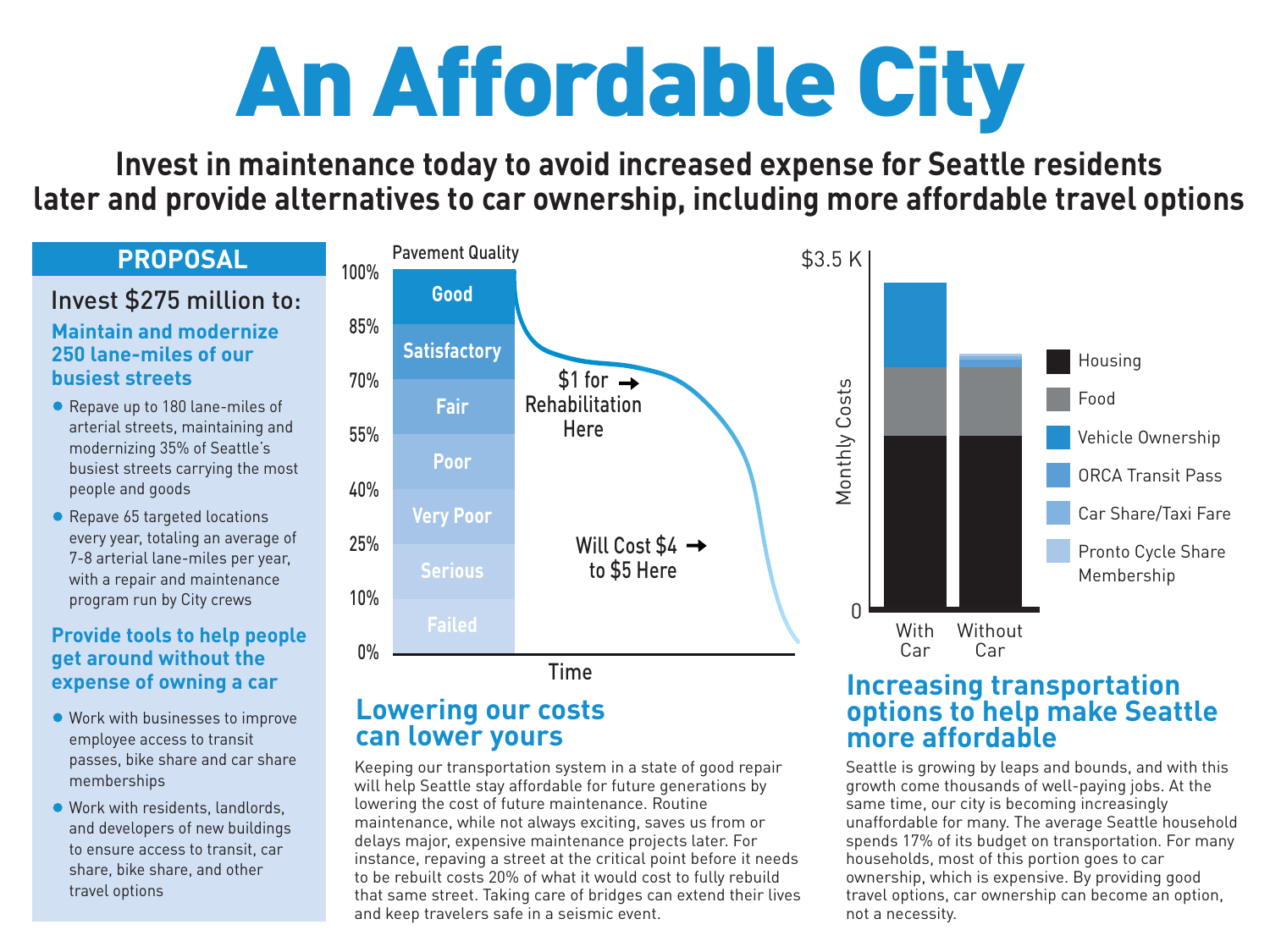# An Affordable City

## Invest in maintenance today to avoid increased expense for Seattle residents later and provide alternatives to car ownership, including more affordable travel options

### PROPOSAL

Invest $275 million to:

**Maintain and modernize 250 lane-miles of our busiest streets**

- Repave up to 180 lane-miles of arterial streets, maintaining and modernizing 35% of Seattle's busiest streets carrying the most people and goods
- Repave 65 targeted locations every year, totaling an average of 7-8 arterial lane-miles per year, with a repair and maintenance program run by City crews

**Provide tools to help people get around without the expense of owning a car**

- Work with businesses to improve employee access to transit passes, bike share and car share memberships
- Work with residents, landlords, and developers of new buildings to ensure access to transit, car share, bike share, and other travel options

Pavement Quality

100% Good, 85% Satisfactory, 70% Fair, 55% Poor, 40% Very Poor, 25% Serious, 10% Failed, 0%

$1 for Rehabilitation Here →

Will Cost $4 to $5 Here →

Time

### Lowering our costs can lower yours

Keeping our transportation system in a state of good repair will help Seattle stay affordable for future generations by lowering the cost of future maintenance. Routine maintenance, while not always exciting, saves us from or delays major, expensive maintenance projects later. For instance, repaving a street at the critical point before it needs to be rebuilt costs 20% of what it would cost to fully rebuild that same street. Taking care of bridges can extend their lives and keep travelers safe in a seismic event.

Monthly Costs ($0 – $3.5 K): With Car / Without Car

Housing, Food, Vehicle Ownership, ORCA Transit Pass, Car Share/Taxi Fare, Pronto Cycle Share Membership

### Increasing transportation options to help make Seattle more affordable

Seattle is growing by leaps and bounds, and with this growth come thousands of well-paying jobs. At the same time, our city is becoming increasingly unaffordable for many. The average Seattle household spends 17% of its budget on transportation. For many households, most of this portion goes to car ownership, which is expensive. By providing good travel options, car ownership can become an option, not a necessity.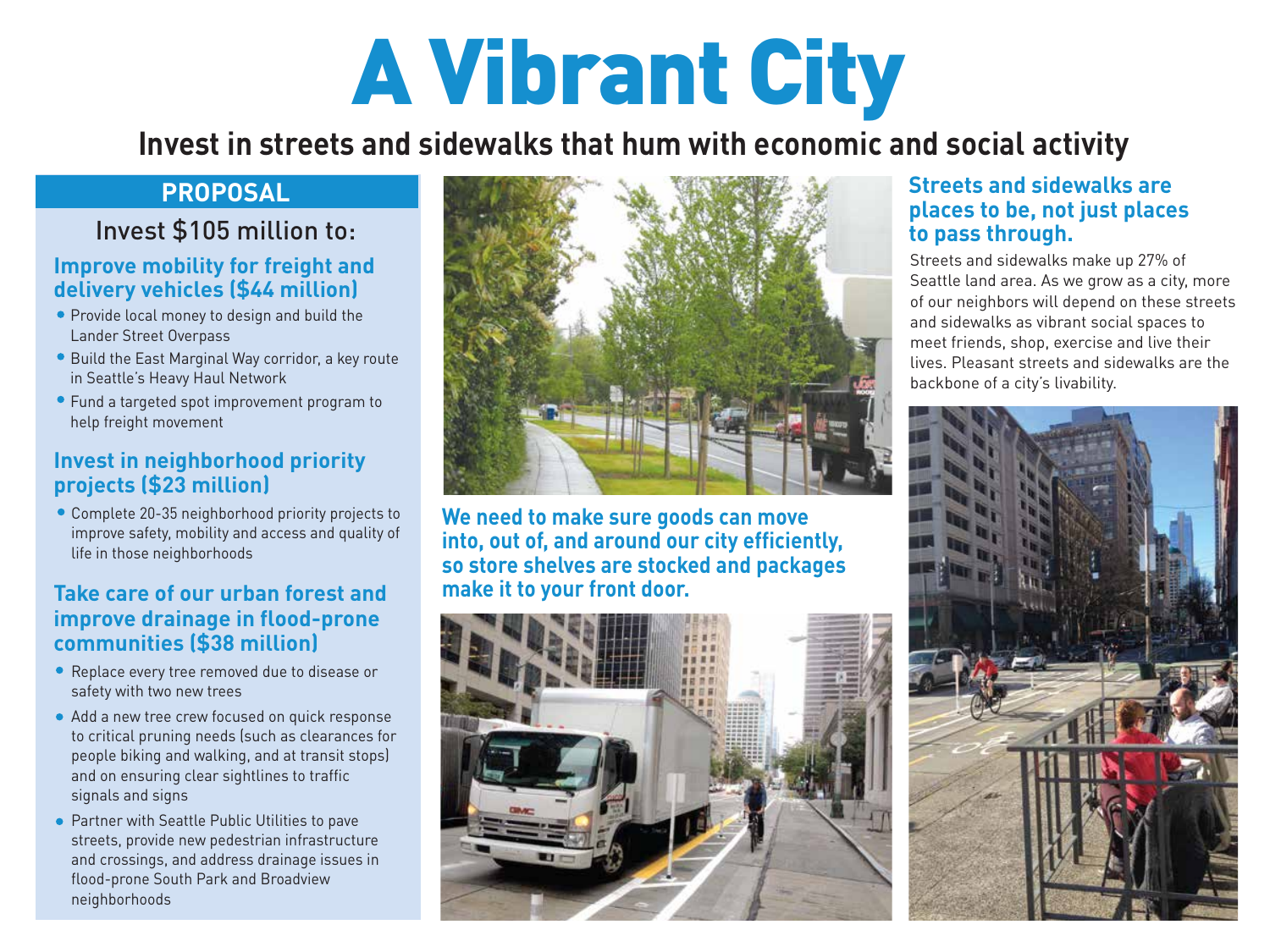# A Vibrant City

## Invest in streets and sidewalks that hum with economic and social activity

### PROPOSAL

Invest $105 million to:

#### Improve mobility for freight and delivery vehicles ($44 million)

- Provide local money to design and build the Lander Street Overpass
- Build the East Marginal Way corridor, a key route in Seattle's Heavy Haul Network
- Fund a targeted spot improvement program to help freight movement

#### Invest in neighborhood priority projects ($23 million)

- Complete 20-35 neighborhood priority projects to improve safety, mobility and access and quality of life in those neighborhoods

#### Take care of our urban forest and improve drainage in flood-prone communities ($38 million)

- Replace every tree removed due to disease or safety with two new trees
- Add a new tree crew focused on quick response to critical pruning needs (such as clearances for people biking and walking, and at transit stops) and on ensuring clear sightlines to traffic signals and signs
- Partner with Seattle Public Utilities to pave streets, provide new pedestrian infrastructure and crossings, and address drainage issues in flood-prone South Park and Broadview neighborhoods

**We need to make sure goods can move into, out of, and around our city efficiently, so store shelves are stocked and packages make it to your front door.**

### Streets and sidewalks are places to be, not just places to pass through.

Streets and sidewalks make up 27% of Seattle land area. As we grow as a city, more of our neighbors will depend on these streets and sidewalks as vibrant social spaces to meet friends, shop, exercise and live their lives. Pleasant streets and sidewalks are the backbone of a city's livability.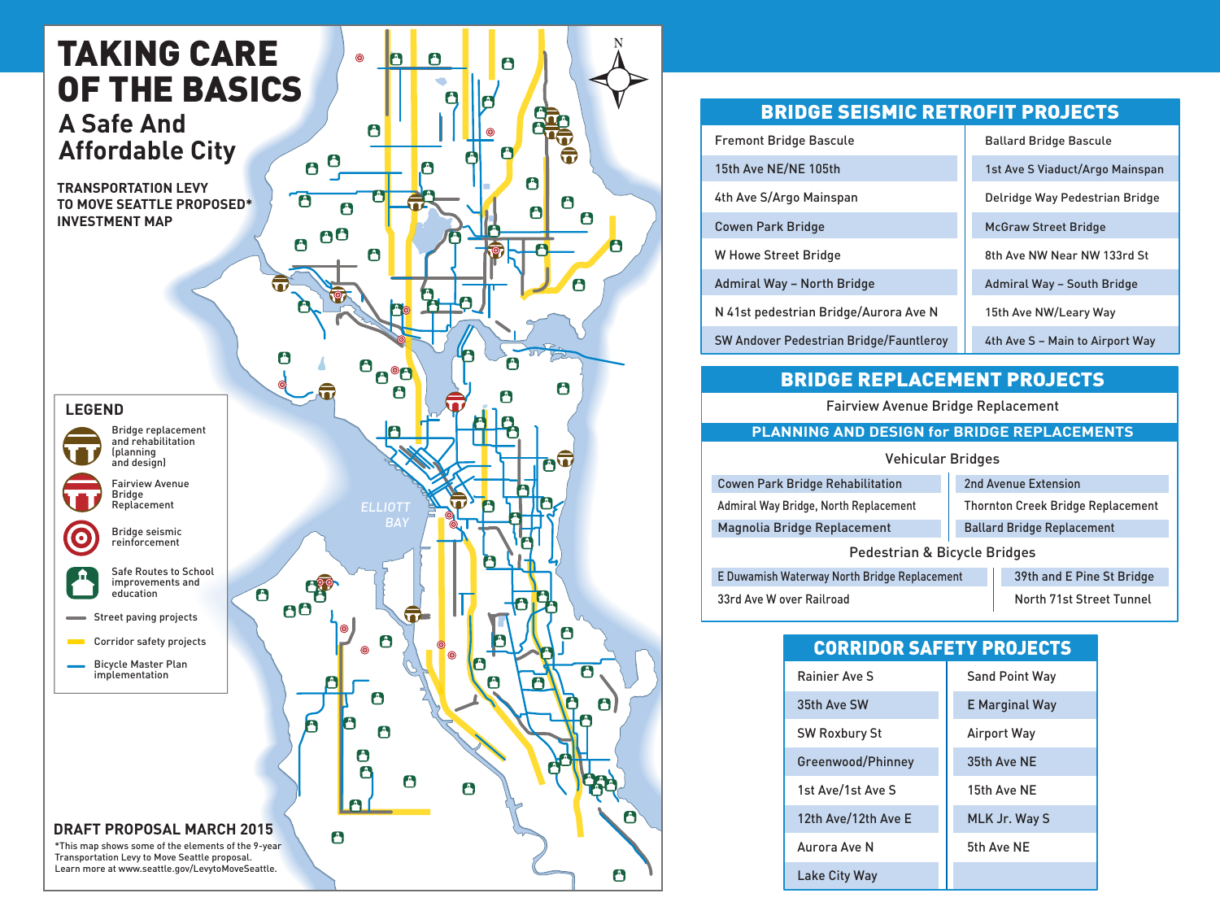# TAKING CARE OF THE BASICS

## A Safe And Affordable City

**TRANSPORTATION LEVY TO MOVE SEATTLE PROPOSED* INVESTMENT MAP**

ELLIOTT BAY

### LEGEND

- Bridge replacement and rehabilitation (planning and design)
- Fairview Avenue Bridge Replacement
- Bridge seismic reinforcement
- Safe Routes to School improvements and education
- Street paving projects
- Corridor safety projects
- Bicycle Master Plan implementation

**DRAFT PROPOSAL MARCH 2015**

*This map shows some of the elements of the 9-year Transportation Levy to Move Seattle proposal. Learn more at www.seattle.gov/LevytoMoveSeattle.

## BRIDGE SEISMIC RETROFIT PROJECTS

| | |
|---|---|
| Fremont Bridge Bascule | Ballard Bridge Bascule |
| 15th Ave NE/NE 105th | 1st Ave S Viaduct/Argo Mainspan |
| 4th Ave S/Argo Mainspan | Delridge Way Pedestrian Bridge |
| Cowen Park Bridge | McGraw Street Bridge |
| W Howe Street Bridge | 8th Ave NW Near NW 133rd St |
| Admiral Way – North Bridge | Admiral Way – South Bridge |
| N 41st pedestrian Bridge/Aurora Ave N | 15th Ave NW/Leary Way |
| SW Andover Pedestrian Bridge/Fauntleroy | 4th Ave S – Main to Airport Way |

## BRIDGE REPLACEMENT PROJECTS

Fairview Avenue Bridge Replacement

### PLANNING AND DESIGN for BRIDGE REPLACEMENTS

**Vehicular Bridges**

| | |
|---|---|
| Cowen Park Bridge Rehabilitation | 2nd Avenue Extension |
| Admiral Way Bridge, North Replacement | Thornton Creek Bridge Replacement |
| Magnolia Bridge Replacement | Ballard Bridge Replacement |

**Pedestrian & Bicycle Bridges**

| | |
|---|---|
| E Duwamish Waterway North Bridge Replacement | 39th and E Pine St Bridge |
| 33rd Ave W over Railroad | North 71st Street Tunnel |

## CORRIDOR SAFETY PROJECTS

| | |
|---|---|
| Rainier Ave S | Sand Point Way |
| 35th Ave SW | E Marginal Way |
| SW Roxbury St | Airport Way |
| Greenwood/Phinney | 35th Ave NE |
| 1st Ave/1st Ave S | 15th Ave NE |
| 12th Ave/12th Ave E | MLK Jr. Way S |
| Aurora Ave N | 5th Ave NE |
| Lake City Way | |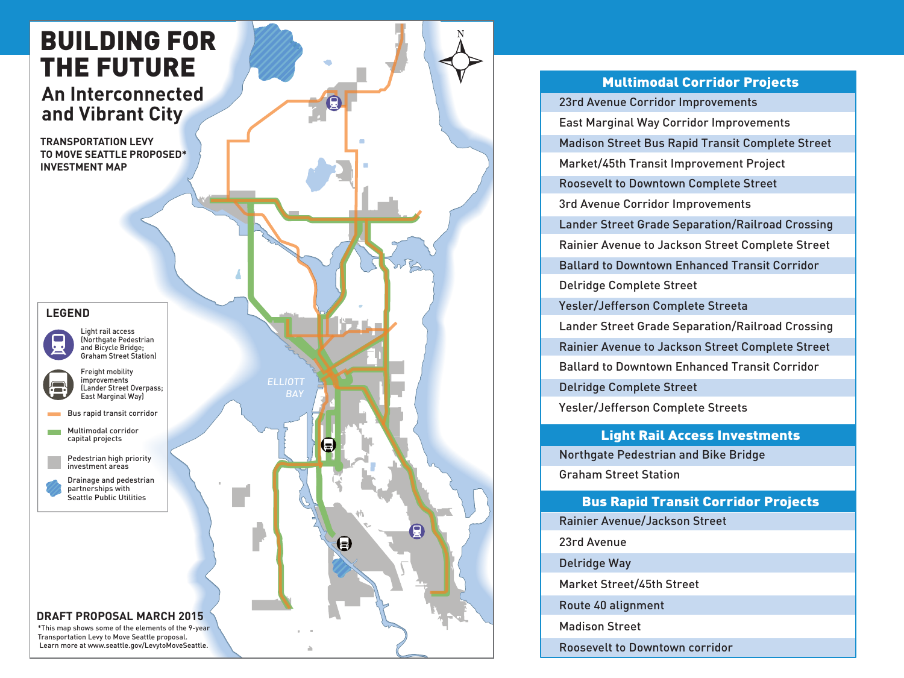# BUILDING FOR THE FUTURE

## An Interconnected and Vibrant City

**TRANSPORTATION LEVY TO MOVE SEATTLE PROPOSED* INVESTMENT MAP**

### LEGEND

- Light rail access (Northgate Pedestrian and Bicycle Bridge; Graham Street Station)
- Freight mobility improvements (Lander Street Overpass; East Marginal Way)
- Bus rapid transit corridor
- Multimodal corridor capital projects
- Pedestrian high priority investment areas
- Drainage and pedestrian partnerships with Seattle Public Utilities

ELLIOTT BAY

N

**DRAFT PROPOSAL MARCH 2015**

*This map shows some of the elements of the 9-year Transportation Levy to Move Seattle proposal. Learn more at www.seattle.gov/LevytoMoveSeattle.

| Multimodal Corridor Projects |
|---|
| 23rd Avenue Corridor Improvements |
| East Marginal Way Corridor Improvements |
| Madison Street Bus Rapid Transit Complete Street |
| Market/45th Transit Improvement Project |
| Roosevelt to Downtown Complete Street |
| 3rd Avenue Corridor Improvements |
| Lander Street Grade Separation/Railroad Crossing |
| Rainier Avenue to Jackson Street Complete Street |
| Ballard to Downtown Enhanced Transit Corridor |
| Delridge Complete Street |
| Yesler/Jefferson Complete Streeta |
| Lander Street Grade Separation/Railroad Crossing |
| Rainier Avenue to Jackson Street Complete Street |
| Ballard to Downtown Enhanced Transit Corridor |
| Delridge Complete Street |
| Yesler/Jefferson Complete Streets |

| Light Rail Access Investments |
|---|
| Northgate Pedestrian and Bike Bridge |
| Graham Street Station |

| Bus Rapid Transit Corridor Projects |
|---|
| Rainier Avenue/Jackson Street |
| 23rd Avenue |
| Delridge Way |
| Market Street/45th Street |
| Route 40 alignment |
| Madison Street |
| Roosevelt to Downtown corridor |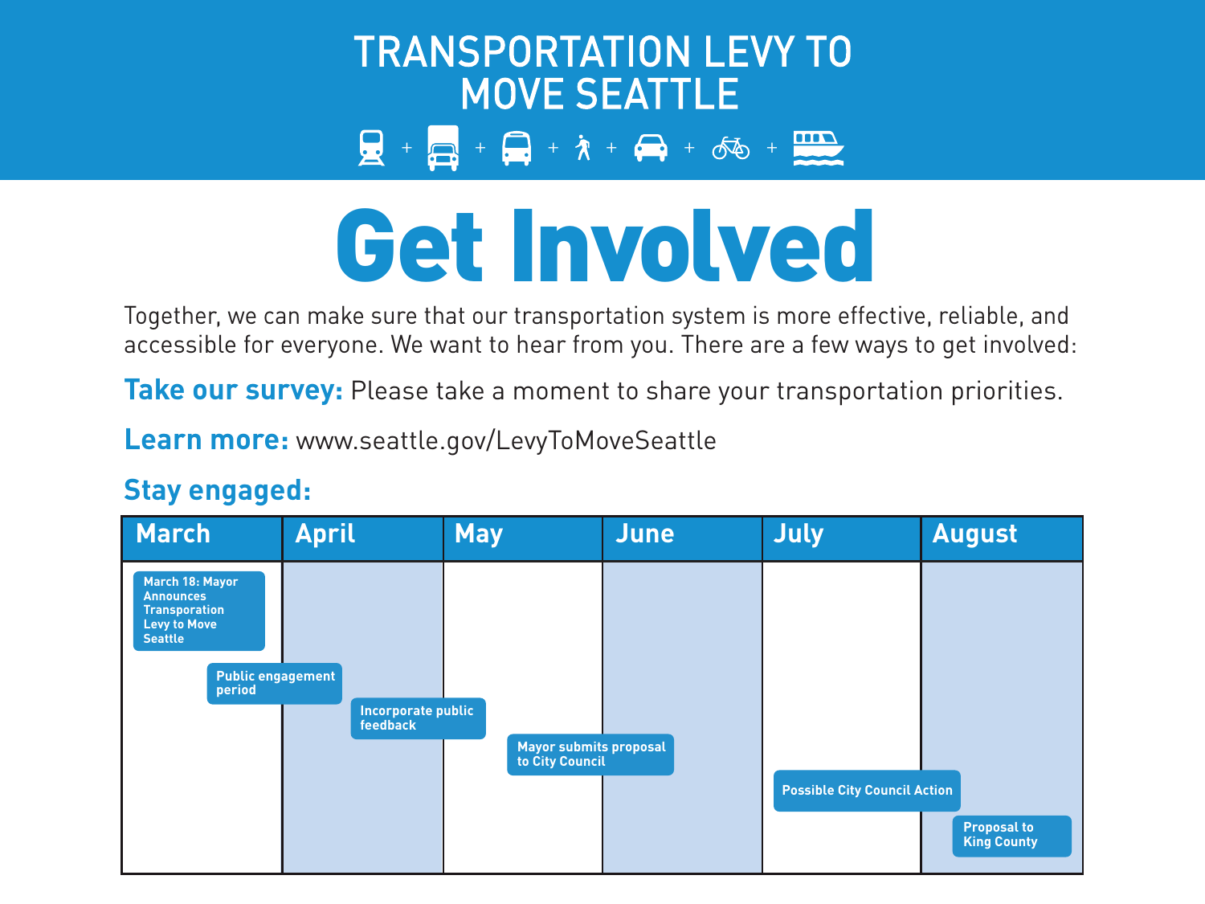# TRANSPORTATION LEVY TO MOVE SEATTLE

# Get Involved

Together, we can make sure that our transportation system is more effective, reliable, and accessible for everyone. We want to hear from you. There are a few ways to get involved:

**Take our survey:** Please take a moment to share your transportation priorities.

**Learn more:** www.seattle.gov/LevyToMoveSeattle

**Stay engaged:**

March

April

May

June

July

August

March 18: Mayor Announces Transportation Levy to Move Seattle

Public engagement period

Incorporate public feedback

Mayor submits proposal to City Council

Possible City Council Action

Proposal to King County